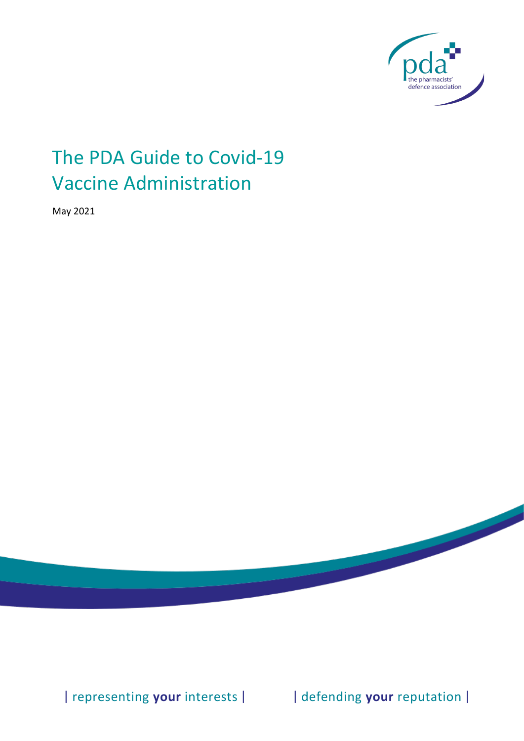pda the pharmacists' defence association

# The PDA Guide to Covid-19 Vaccine Administration

May 2021

| representing **your** interests | | defending **your** reputation |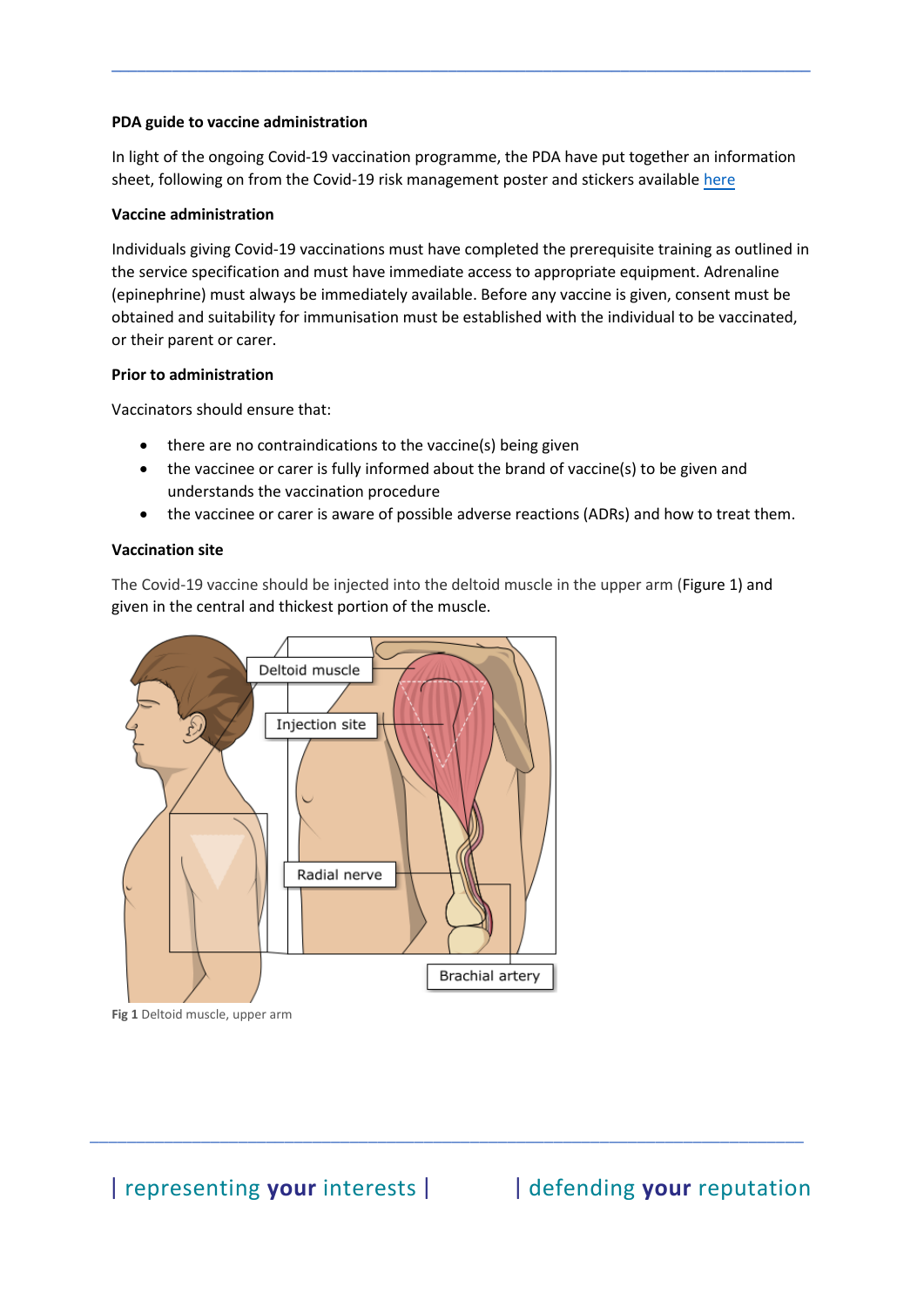**PDA guide to vaccine administration**

In light of the ongoing Covid-19 vaccination programme, the PDA have put together an information sheet, following on from the Covid-19 risk management poster and stickers available here

**Vaccine administration**

Individuals giving Covid-19 vaccinations must have completed the prerequisite training as outlined in the service specification and must have immediate access to appropriate equipment. Adrenaline (epinephrine) must always be immediately available. Before any vaccine is given, consent must be obtained and suitability for immunisation must be established with the individual to be vaccinated, or their parent or carer.

**Prior to administration**

Vaccinators should ensure that:

- there are no contraindications to the vaccine(s) being given
- the vaccinee or carer is fully informed about the brand of vaccine(s) to be given and understands the vaccination procedure
- the vaccinee or carer is aware of possible adverse reactions (ADRs) and how to treat them.

**Vaccination site**

The Covid-19 vaccine should be injected into the deltoid muscle in the upper arm (Figure 1) and given in the central and thickest portion of the muscle.

Deltoid muscle

Injection site

Radial nerve

Brachial artery

**Fig 1** Deltoid muscle, upper arm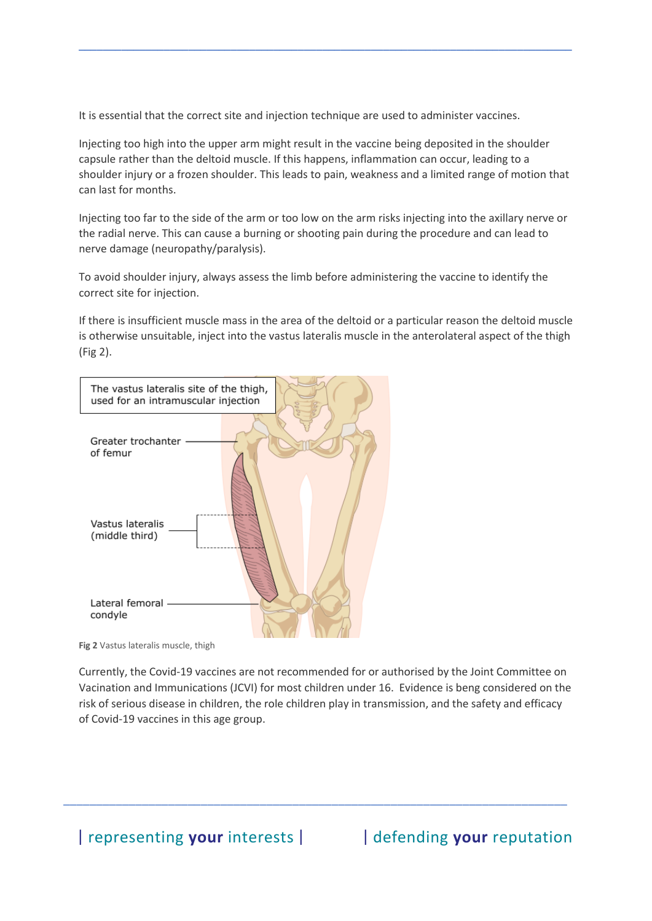It is essential that the correct site and injection technique are used to administer vaccines.

Injecting too high into the upper arm might result in the vaccine being deposited in the shoulder capsule rather than the deltoid muscle. If this happens, inflammation can occur, leading to a shoulder injury or a frozen shoulder. This leads to pain, weakness and a limited range of motion that can last for months.

Injecting too far to the side of the arm or too low on the arm risks injecting into the axillary nerve or the radial nerve. This can cause a burning or shooting pain during the procedure and can lead to nerve damage (neuropathy/paralysis).

To avoid shoulder injury, always assess the limb before administering the vaccine to identify the correct site for injection.

If there is insufficient muscle mass in the area of the deltoid or a particular reason the deltoid muscle is otherwise unsuitable, inject into the vastus lateralis muscle in the anterolateral aspect of the thigh (Fig 2).

The vastus lateralis site of the thigh, used for an intramuscular injection

Greater trochanter of femur

Vastus lateralis (middle third)

Lateral femoral condyle

**Fig 2** Vastus lateralis muscle, thigh

Currently, the Covid-19 vaccines are not recommended for or authorised by the Joint Committee on Vacination and Immunications (JCVI) for most children under 16. Evidence is beng considered on the risk of serious disease in children, the role children play in transmission, and the safety and efficacy of Covid-19 vaccines in this age group.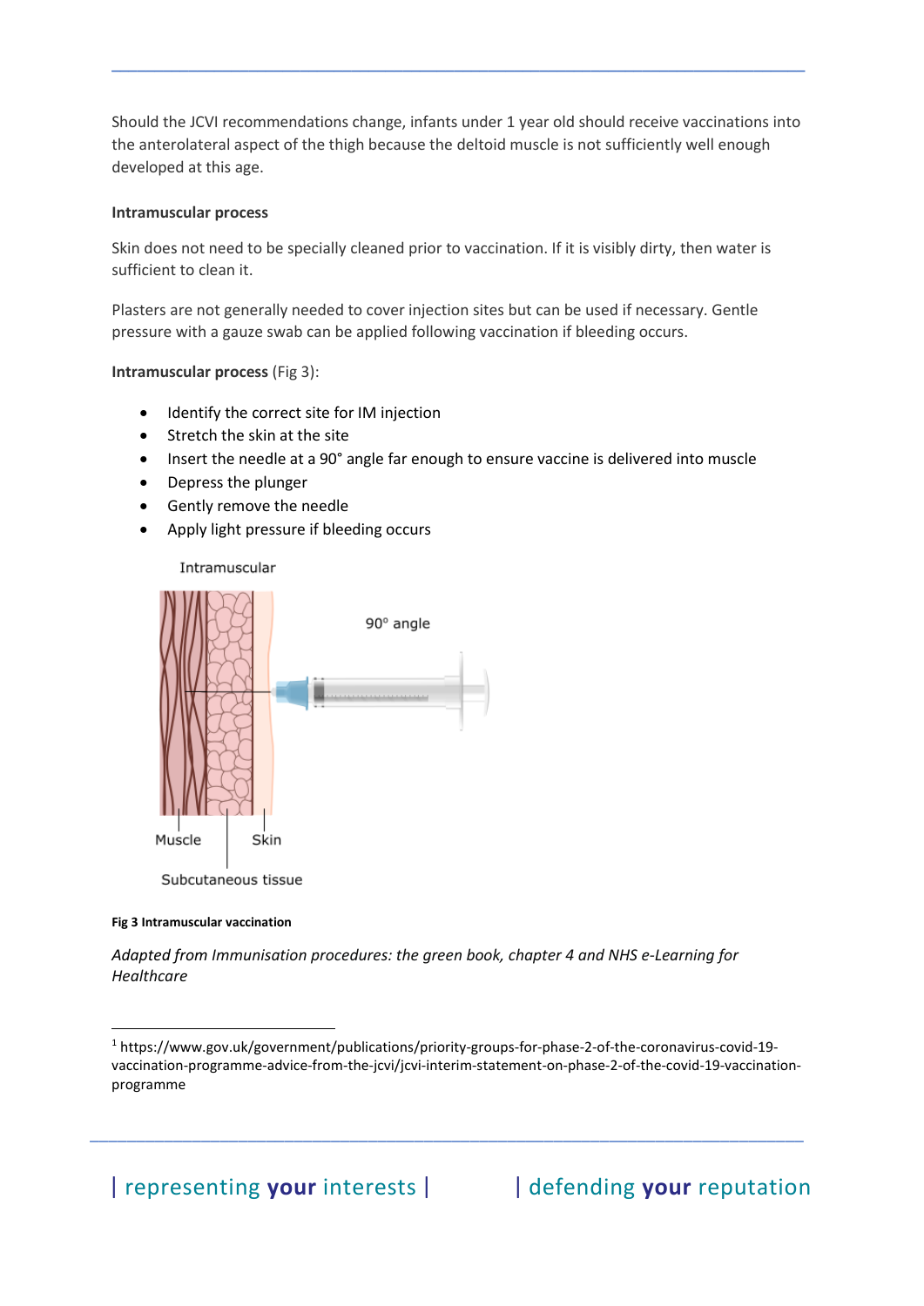Should the JCVI recommendations change, infants under 1 year old should receive vaccinations into the anterolateral aspect of the thigh because the deltoid muscle is not sufficiently well enough developed at this age.

**Intramuscular process**

Skin does not need to be specially cleaned prior to vaccination. If it is visibly dirty, then water is sufficient to clean it.

Plasters are not generally needed to cover injection sites but can be used if necessary. Gentle pressure with a gauze swab can be applied following vaccination if bleeding occurs.

**Intramuscular process** (Fig 3):

- Identify the correct site for IM injection
- Stretch the skin at the site
- Insert the needle at a 90° angle far enough to ensure vaccine is delivered into muscle
- Depress the plunger
- Gently remove the needle
- Apply light pressure if bleeding occurs

Intramuscular

90° angle

Muscle

Skin

Subcutaneous tissue

**Fig 3 Intramuscular vaccination**

*Adapted from Immunisation procedures: the green book, chapter 4 and NHS e-Learning for Healthcare*

[1] https://www.gov.uk/government/publications/priority-groups-for-phase-2-of-the-coronavirus-covid-19-vaccination-programme-advice-from-the-jcvi/jcvi-interim-statement-on-phase-2-of-the-covid-19-vaccination-programme